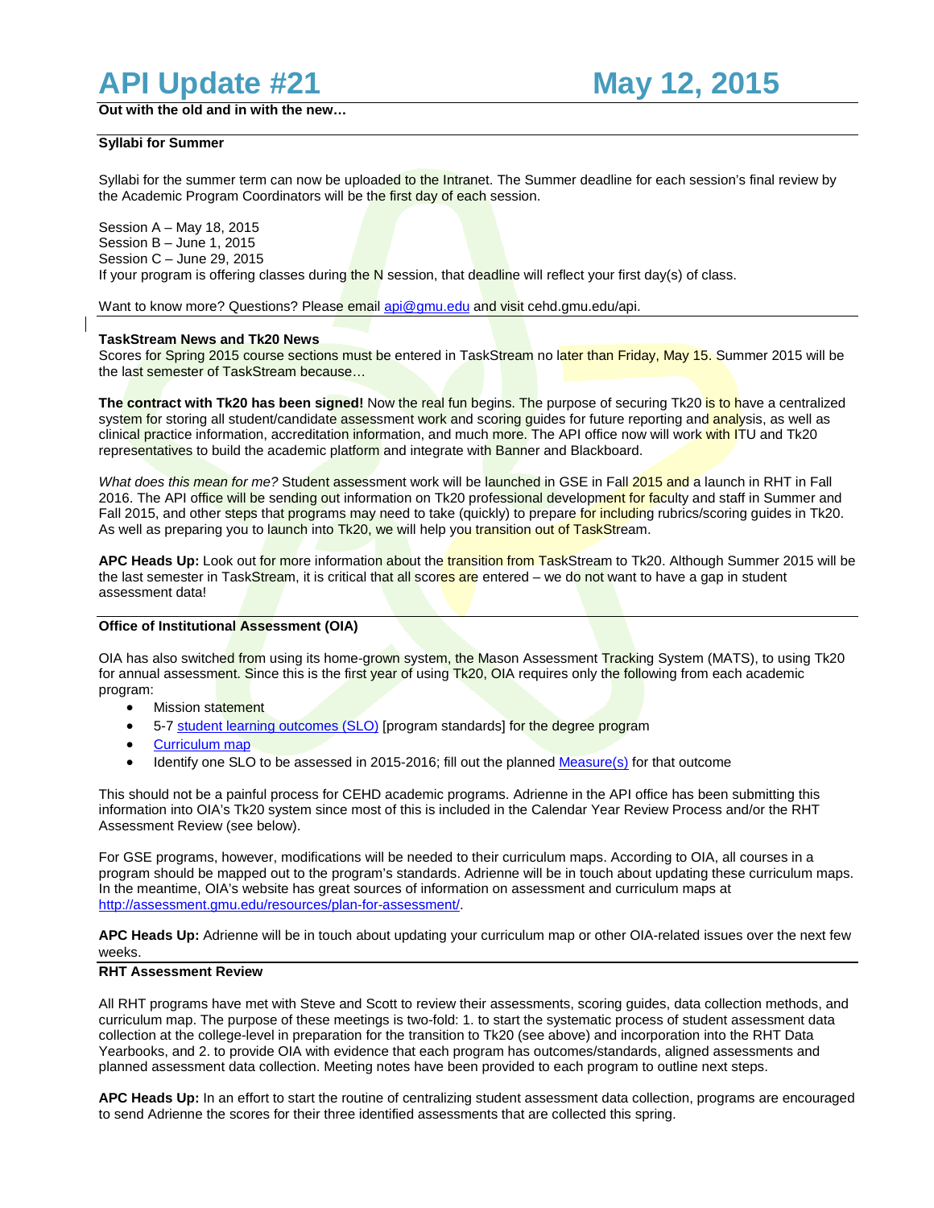# API Update #21 — May 12, 2015

**Out with the old and in with the new…**

## Syllabi for Summer

Syllabi for the summer term can now be uploaded to the Intranet. The Summer deadline for each session's final review by the Academic Program Coordinators will be the first day of each session.

Session A – May 18, 2015
Session B – June 1, 2015
Session C – June 29, 2015
If your program is offering classes during the N session, that deadline will reflect your first day(s) of class.

Want to know more? Questions? Please email api@gmu.edu and visit cehd.gmu.edu/api.

## TaskStream News and Tk20 News

Scores for Spring 2015 course sections must be entered in TaskStream no later than Friday, May 15. Summer 2015 will be the last semester of TaskStream because…

**The contract with Tk20 has been signed!** Now the real fun begins. The purpose of securing Tk20 is to have a centralized system for storing all student/candidate assessment work and scoring guides for future reporting and analysis, as well as clinical practice information, accreditation information, and much more. The API office now will work with ITU and Tk20 representatives to build the academic platform and integrate with Banner and Blackboard.

*What does this mean for me?* Student assessment work will be launched in GSE in Fall 2015 and a launch in RHT in Fall 2016. The API office will be sending out information on Tk20 professional development for faculty and staff in Summer and Fall 2015, and other steps that programs may need to take (quickly) to prepare for including rubrics/scoring guides in Tk20. As well as preparing you to launch into Tk20, we will help you transition out of TaskStream.

**APC Heads Up:** Look out for more information about the transition from TaskStream to Tk20. Although Summer 2015 will be the last semester in TaskStream, it is critical that all scores are entered – we do not want to have a gap in student assessment data!

## Office of Institutional Assessment (OIA)

OIA has also switched from using its home-grown system, the Mason Assessment Tracking System (MATS), to using Tk20 for annual assessment. Since this is the first year of using Tk20, OIA requires only the following from each academic program:

- Mission statement
- 5-7 student learning outcomes (SLO) [program standards] for the degree program
- Curriculum map
- Identify one SLO to be assessed in 2015-2016; fill out the planned Measure(s) for that outcome

This should not be a painful process for CEHD academic programs. Adrienne in the API office has been submitting this information into OIA's Tk20 system since most of this is included in the Calendar Year Review Process and/or the RHT Assessment Review (see below).

For GSE programs, however, modifications will be needed to their curriculum maps. According to OIA, all courses in a program should be mapped out to the program's standards. Adrienne will be in touch about updating these curriculum maps. In the meantime, OIA's website has great sources of information on assessment and curriculum maps at http://assessment.gmu.edu/resources/plan-for-assessment/.

**APC Heads Up:** Adrienne will be in touch about updating your curriculum map or other OIA-related issues over the next few weeks.

## RHT Assessment Review

All RHT programs have met with Steve and Scott to review their assessments, scoring guides, data collection methods, and curriculum map. The purpose of these meetings is two-fold: 1. to start the systematic process of student assessment data collection at the college-level in preparation for the transition to Tk20 (see above) and incorporation into the RHT Data Yearbooks, and 2. to provide OIA with evidence that each program has outcomes/standards, aligned assessments and planned assessment data collection. Meeting notes have been provided to each program to outline next steps.

**APC Heads Up:** In an effort to start the routine of centralizing student assessment data collection, programs are encouraged to send Adrienne the scores for their three identified assessments that are collected this spring.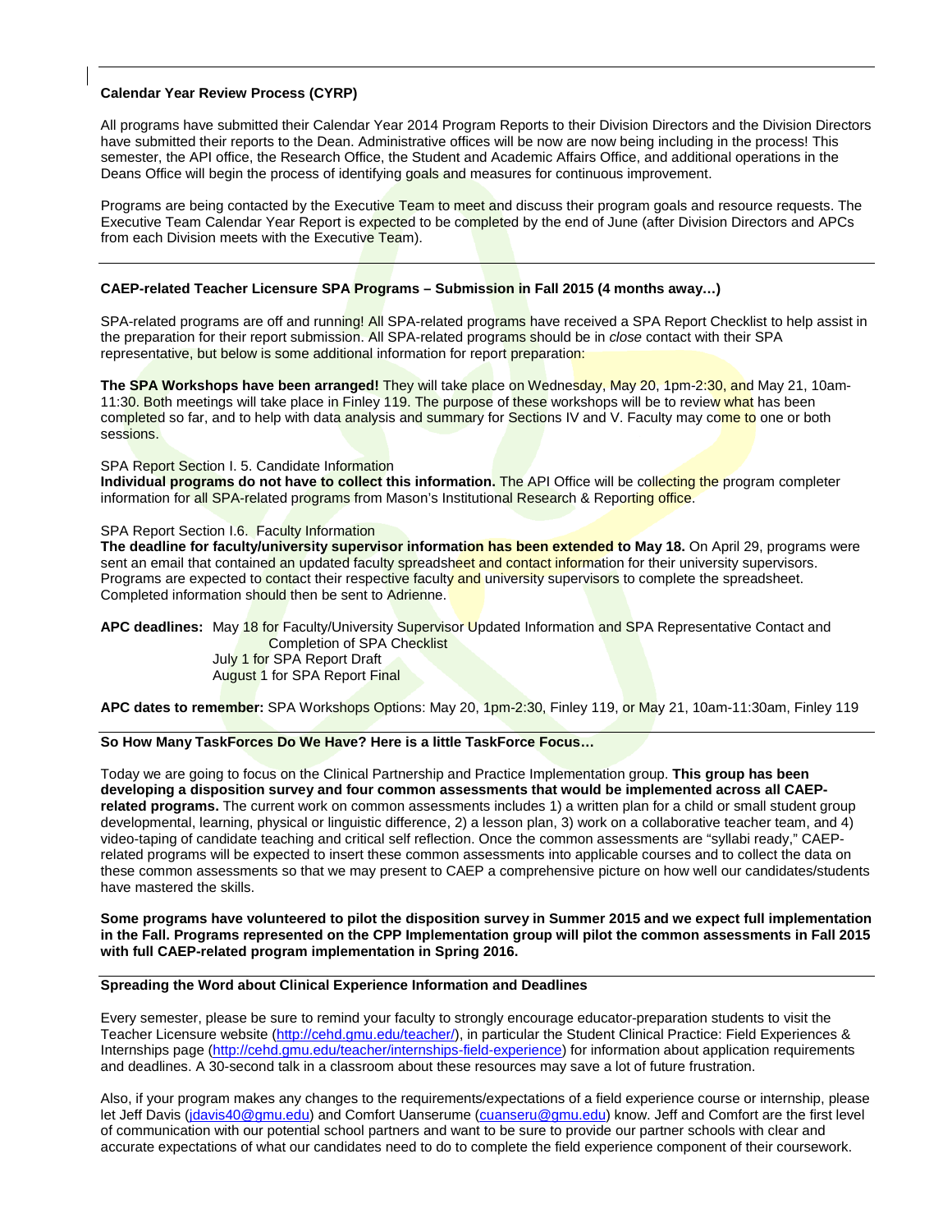**Calendar Year Review Process (CYRP)**

All programs have submitted their Calendar Year 2014 Program Reports to their Division Directors and the Division Directors have submitted their reports to the Dean. Administrative offices will be now are now being including in the process! This semester, the API office, the Research Office, the Student and Academic Affairs Office, and additional operations in the Deans Office will begin the process of identifying goals and measures for continuous improvement.

Programs are being contacted by the Executive Team to meet and discuss their program goals and resource requests. The Executive Team Calendar Year Report is expected to be completed by the end of June (after Division Directors and APCs from each Division meets with the Executive Team).

---

**CAEP-related Teacher Licensure SPA Programs – Submission in Fall 2015 (4 months away…)**

SPA-related programs are off and running! All SPA-related programs have received a SPA Report Checklist to help assist in the preparation for their report submission. All SPA-related programs should be in *close* contact with their SPA representative, but below is some additional information for report preparation:

**The SPA Workshops have been arranged!** They will take place on Wednesday, May 20, 1pm-2:30, and May 21, 10am-11:30. Both meetings will take place in Finley 119. The purpose of these workshops will be to review what has been completed so far, and to help with data analysis and summary for Sections IV and V. Faculty may come to one or both sessions.

SPA Report Section I. 5. Candidate Information
**Individual programs do not have to collect this information.** The API Office will be collecting the program completer information for all SPA-related programs from Mason's Institutional Research & Reporting office.

SPA Report Section I.6. Faculty Information
**The deadline for faculty/university supervisor information has been extended to May 18.** On April 29, programs were sent an email that contained an updated faculty spreadsheet and contact information for their university supervisors. Programs are expected to contact their respective faculty and university supervisors to complete the spreadsheet. Completed information should then be sent to Adrienne.

**APC deadlines:** May 18 for Faculty/University Supervisor Updated Information and SPA Representative Contact and Completion of SPA Checklist
July 1 for SPA Report Draft
August 1 for SPA Report Final

**APC dates to remember:** SPA Workshops Options: May 20, 1pm-2:30, Finley 119, or May 21, 10am-11:30am, Finley 119

---

**So How Many TaskForces Do We Have? Here is a little TaskForce Focus…**

Today we are going to focus on the Clinical Partnership and Practice Implementation group. **This group has been developing a disposition survey and four common assessments that would be implemented across all CAEP-related programs.** The current work on common assessments includes 1) a written plan for a child or small student group developmental, learning, physical or linguistic difference, 2) a lesson plan, 3) work on a collaborative teacher team, and 4) video-taping of candidate teaching and critical self reflection. Once the common assessments are "syllabi ready," CAEP-related programs will be expected to insert these common assessments into applicable courses and to collect the data on these common assessments so that we may present to CAEP a comprehensive picture on how well our candidates/students have mastered the skills.

**Some programs have volunteered to pilot the disposition survey in Summer 2015 and we expect full implementation in the Fall. Programs represented on the CPP Implementation group will pilot the common assessments in Fall 2015 with full CAEP-related program implementation in Spring 2016.**

---

**Spreading the Word about Clinical Experience Information and Deadlines**

Every semester, please be sure to remind your faculty to strongly encourage educator-preparation students to visit the Teacher Licensure website (http://cehd.gmu.edu/teacher/), in particular the Student Clinical Practice: Field Experiences & Internships page (http://cehd.gmu.edu/teacher/internships-field-experience) for information about application requirements and deadlines. A 30-second talk in a classroom about these resources may save a lot of future frustration.

Also, if your program makes any changes to the requirements/expectations of a field experience course or internship, please let Jeff Davis (jdavis40@gmu.edu) and Comfort Uanserume (cuanseru@gmu.edu) know. Jeff and Comfort are the first level of communication with our potential school partners and want to be sure to provide our partner schools with clear and accurate expectations of what our candidates need to do to complete the field experience component of their coursework.